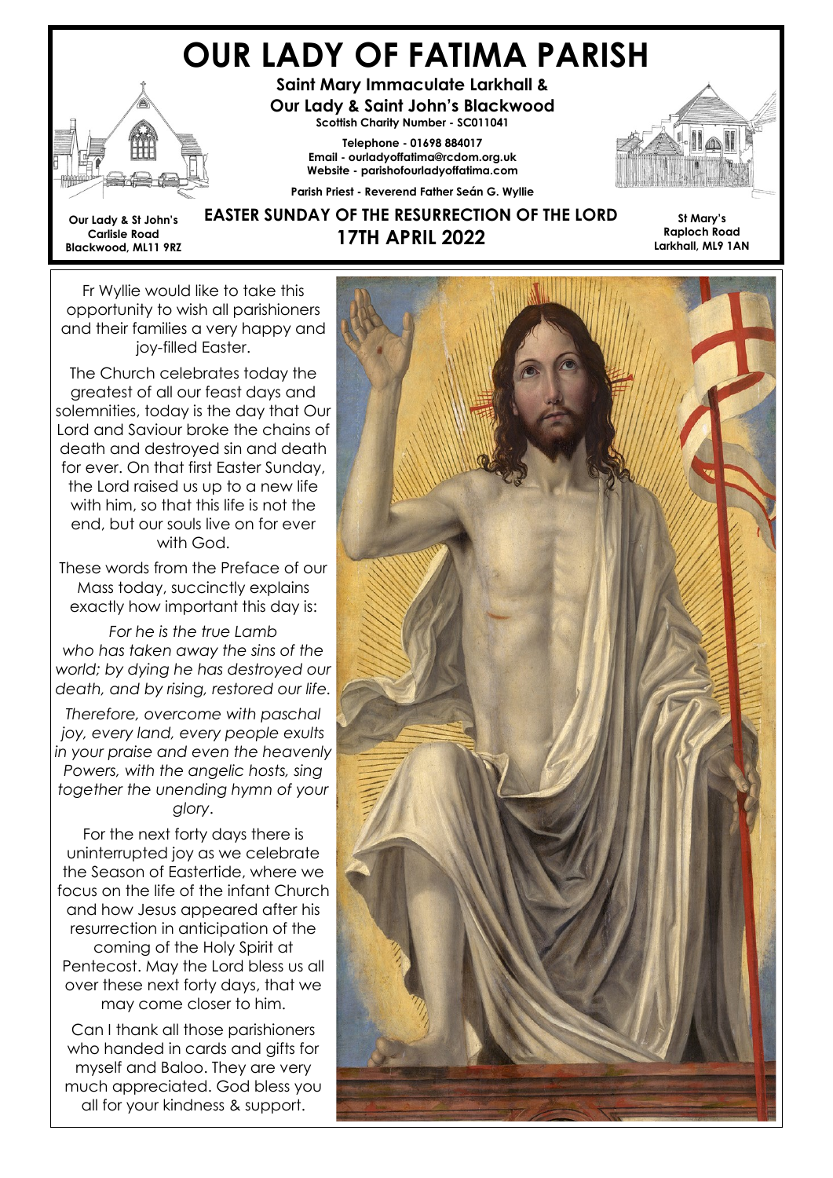# OUR LADY OF FATIMA PARISH

**Saint Mary Immaculate Larkhall &**
**Our Lady & Saint John's Blackwood**
**Scottish Charity Number - SC011041**

**Telephone - 01698 884017**
**Email - ourladyoffatima@rcdom.org.uk**
**Website - parishofourladyoffatima.com**

**Parish Priest - Reverend Father Seán G. Wyllie**

**Our Lady & St John's**
**Carlisle Road**
**Blackwood, ML11 9RZ**

## EASTER SUNDAY OF THE RESURRECTION OF THE LORD
## 17TH APRIL 2022

**St Mary's**
**Raploch Road**
**Larkhall, ML9 1AN**

Fr Wyllie would like to take this opportunity to wish all parishioners and their families a very happy and joy-filled Easter.

The Church celebrates today the greatest of all our feast days and solemnities, today is the day that Our Lord and Saviour broke the chains of death and destroyed sin and death for ever. On that first Easter Sunday, the Lord raised us up to a new life with him, so that this life is not the end, but our souls live on for ever with God.

These words from the Preface of our Mass today, succinctly explains exactly how important this day is:

*For he is the true Lamb who has taken away the sins of the world; by dying he has destroyed our death, and by rising, restored our life.*

*Therefore, overcome with paschal joy, every land, every people exults in your praise and even the heavenly Powers, with the angelic hosts, sing together the unending hymn of your glory.*

For the next forty days there is uninterrupted joy as we celebrate the Season of Eastertide, where we focus on the life of the infant Church and how Jesus appeared after his resurrection in anticipation of the coming of the Holy Spirit at Pentecost. May the Lord bless us all over these next forty days, that we may come closer to him.

Can I thank all those parishioners who handed in cards and gifts for myself and Baloo. They are very much appreciated. God bless you all for your kindness & support.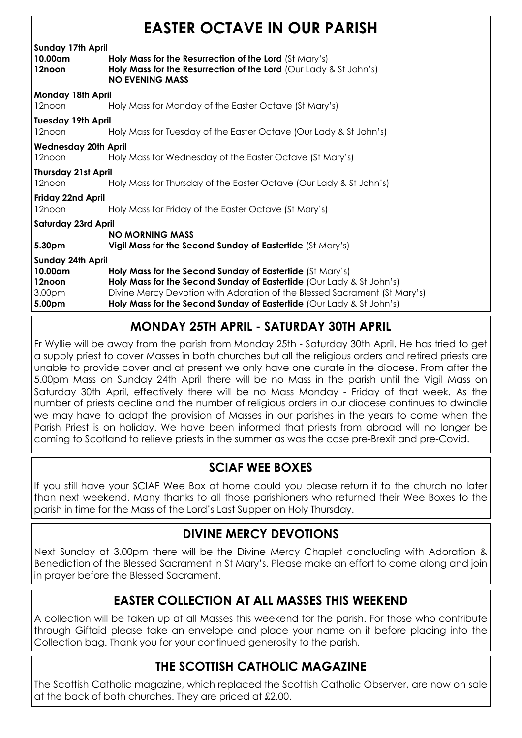# EASTER OCTAVE IN OUR PARISH

**Sunday 17th April**

**10.00am** **Holy Mass for the Resurrection of the Lord** (St Mary's)
**12noon** **Holy Mass for the Resurrection of the Lord** (Our Lady & St John's)
**NO EVENING MASS**

**Monday 18th April**

12noon Holy Mass for Monday of the Easter Octave (St Mary's)

**Tuesday 19th April**

12noon Holy Mass for Tuesday of the Easter Octave (Our Lady & St John's)

**Wednesday 20th April**

12noon Holy Mass for Wednesday of the Easter Octave (St Mary's)

**Thursday 21st April**

12noon Holy Mass for Thursday of the Easter Octave (Our Lady & St John's)

**Friday 22nd April**

12noon Holy Mass for Friday of the Easter Octave (St Mary's)

**Saturday 23rd April**

**NO MORNING MASS**
**5.30pm** **Vigil Mass for the Second Sunday of Eastertide** (St Mary's)

**Sunday 24th April**

**10.00am** **Holy Mass for the Second Sunday of Eastertide** (St Mary's)
**12noon** **Holy Mass for the Second Sunday of Eastertide** (Our Lady & St John's)
3.00pm Divine Mercy Devotion with Adoration of the Blessed Sacrament (St Mary's)
**5.00pm** **Holy Mass for the Second Sunday of Eastertide** (Our Lady & St John's)

## MONDAY 25TH APRIL - SATURDAY 30TH APRIL

Fr Wyllie will be away from the parish from Monday 25th - Saturday 30th April. He has tried to get a supply priest to cover Masses in both churches but all the religious orders and retired priests are unable to provide cover and at present we only have one curate in the diocese. From after the 5.00pm Mass on Sunday 24th April there will be no Mass in the parish until the Vigil Mass on Saturday 30th April, effectively there will be no Mass Monday - Friday of that week. As the number of priests decline and the number of religious orders in our diocese continues to dwindle we may have to adapt the provision of Masses in our parishes in the years to come when the Parish Priest is on holiday. We have been informed that priests from abroad will no longer be coming to Scotland to relieve priests in the summer as was the case pre-Brexit and pre-Covid.

## SCIAF WEE BOXES

If you still have your SCIAF Wee Box at home could you please return it to the church no later than next weekend. Many thanks to all those parishioners who returned their Wee Boxes to the parish in time for the Mass of the Lord's Last Supper on Holy Thursday.

## DIVINE MERCY DEVOTIONS

Next Sunday at 3.00pm there will be the Divine Mercy Chaplet concluding with Adoration & Benediction of the Blessed Sacrament in St Mary's. Please make an effort to come along and join in prayer before the Blessed Sacrament.

## EASTER COLLECTION AT ALL MASSES THIS WEEKEND

A collection will be taken up at all Masses this weekend for the parish. For those who contribute through Giftaid please take an envelope and place your name on it before placing into the Collection bag. Thank you for your continued generosity to the parish.

## THE SCOTTISH CATHOLIC MAGAZINE

The Scottish Catholic magazine, which replaced the Scottish Catholic Observer, are now on sale at the back of both churches. They are priced at £2.00.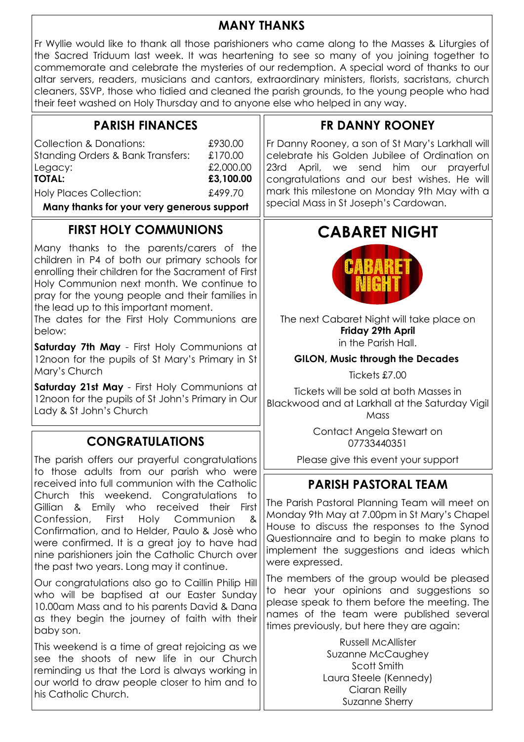## MANY THANKS

Fr Wyllie would like to thank all those parishioners who came along to the Masses & Liturgies of the Sacred Triduum last week. It was heartening to see so many of you joining together to commemorate and celebrate the mysteries of our redemption. A special word of thanks to our altar servers, readers, musicians and cantors, extraordinary ministers, florists, sacristans, church cleaners, SSVP, those who tidied and cleaned the parish grounds, to the young people who had their feet washed on Holy Thursday and to anyone else who helped in any way.

## PARISH FINANCES

| | |
|---|---|
| Collection & Donations: | £930.00 |
| Standing Orders & Bank Transfers: | £170.00 |
| Legacy: | £2,000.00 |
| **TOTAL:** | **£3,100.00** |
| Holy Places Collection: | £499.70 |

**Many thanks for your very generous support**

## FIRST HOLY COMMUNIONS

Many thanks to the parents/carers of the children in P4 of both our primary schools for enrolling their children for the Sacrament of First Holy Communion next month. We continue to pray for the young people and their families in the lead up to this important moment.

The dates for the First Holy Communions are below:

**Saturday 7th May** - First Holy Communions at 12noon for the pupils of St Mary's Primary in St Mary's Church

**Saturday 21st May** - First Holy Communions at 12noon for the pupils of St John's Primary in Our Lady & St John's Church

## CONGRATULATIONS

The parish offers our prayerful congratulations to those adults from our parish who were received into full communion with the Catholic Church this weekend. Congratulations to Gillian & Emily who received their First Confession, First Holy Communion & Confirmation, and to Helder, Paulo & Josè who were confirmed. It is a great joy to have had nine parishioners join the Catholic Church over the past two years. Long may it continue.

Our congratulations also go to Caillin Philip Hill who will be baptised at our Easter Sunday 10.00am Mass and to his parents David & Dana as they begin the journey of faith with their baby son.

This weekend is a time of great rejoicing as we see the shoots of new life in our Church reminding us that the Lord is always working in our world to draw people closer to him and to his Catholic Church.

## FR DANNY ROONEY

Fr Danny Rooney, a son of St Mary's Larkhall will celebrate his Golden Jubilee of Ordination on 23rd April, we send him our prayerful congratulations and our best wishes. He will mark this milestone on Monday 9th May with a special Mass in St Joseph's Cardowan.

## CABARET NIGHT

The next Cabaret Night will take place on **Friday 29th April** in the Parish Hall.

**GILON, Music through the Decades**

Tickets £7.00

Tickets will be sold at both Masses in Blackwood and at Larkhall at the Saturday Vigil Mass

Contact Angela Stewart on 07733440351

Please give this event your support

## PARISH PASTORAL TEAM

The Parish Pastoral Planning Team will meet on Monday 9th May at 7.00pm in St Mary's Chapel House to discuss the responses to the Synod Questionnaire and to begin to make plans to implement the suggestions and ideas which were expressed.

The members of the group would be pleased to hear your opinions and suggestions so please speak to them before the meeting. The names of the team were published several times previously, but here they are again:

Russell McAllister
Suzanne McCaughey
Scott Smith
Laura Steele (Kennedy)
Ciaran Reilly
Suzanne Sherry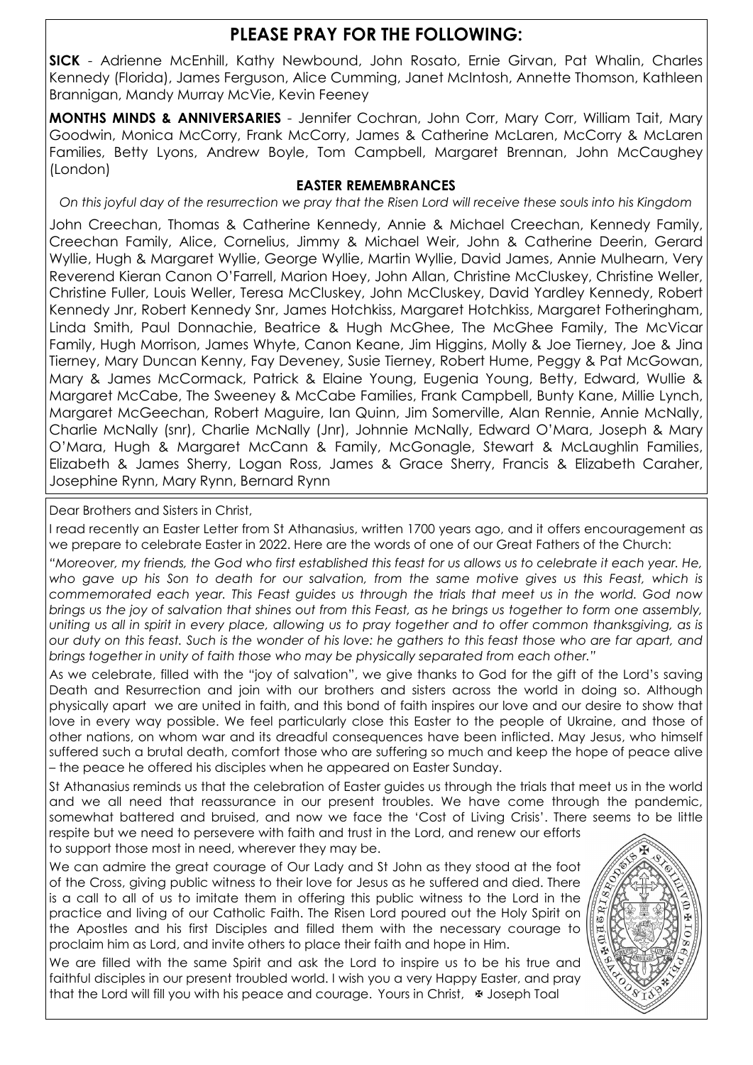## PLEASE PRAY FOR THE FOLLOWING:

**SICK** - Adrienne McEnhill, Kathy Newbound, John Rosato, Ernie Girvan, Pat Whalin, Charles Kennedy (Florida), James Ferguson, Alice Cumming, Janet McIntosh, Annette Thomson, Kathleen Brannigan, Mandy Murray McVie, Kevin Feeney

**MONTHS MINDS & ANNIVERSARIES** - Jennifer Cochran, John Corr, Mary Corr, William Tait, Mary Goodwin, Monica McCorry, Frank McCorry, James & Catherine McLaren, McCorry & McLaren Families, Betty Lyons, Andrew Boyle, Tom Campbell, Margaret Brennan, John McCaughey (London)

### EASTER REMEMBRANCES

*On this joyful day of the resurrection we pray that the Risen Lord will receive these souls into his Kingdom*

John Creechan, Thomas & Catherine Kennedy, Annie & Michael Creechan, Kennedy Family, Creechan Family, Alice, Cornelius, Jimmy & Michael Weir, John & Catherine Deerin, Gerard Wyllie, Hugh & Margaret Wyllie, George Wyllie, Martin Wyllie, David James, Annie Mulhearn, Very Reverend Kieran Canon O'Farrell, Marion Hoey, John Allan, Christine McCluskey, Christine Weller, Christine Fuller, Louis Weller, Teresa McCluskey, John McCluskey, David Yardley Kennedy, Robert Kennedy Jnr, Robert Kennedy Snr, James Hotchkiss, Margaret Hotchkiss, Margaret Fotheringham, Linda Smith, Paul Donnachie, Beatrice & Hugh McGhee, The McGhee Family, The McVicar Family, Hugh Morrison, James Whyte, Canon Keane, Jim Higgins, Molly & Joe Tierney, Joe & Jina Tierney, Mary Duncan Kenny, Fay Deveney, Susie Tierney, Robert Hume, Peggy & Pat McGowan, Mary & James McCormack, Patrick & Elaine Young, Eugenia Young, Betty, Edward, Wullie & Margaret McCabe, The Sweeney & McCabe Families, Frank Campbell, Bunty Kane, Millie Lynch, Margaret McGeechan, Robert Maguire, Ian Quinn, Jim Somerville, Alan Rennie, Annie McNally, Charlie McNally (snr), Charlie McNally (Jnr), Johnnie McNally, Edward O'Mara, Joseph & Mary O'Mara, Hugh & Margaret McCann & Family, McGonagle, Stewart & McLaughlin Families, Elizabeth & James Sherry, Logan Ross, James & Grace Sherry, Francis & Elizabeth Caraher, Josephine Rynn, Mary Rynn, Bernard Rynn

---

Dear Brothers and Sisters in Christ,

I read recently an Easter Letter from St Athanasius, written 1700 years ago, and it offers encouragement as we prepare to celebrate Easter in 2022. Here are the words of one of our Great Fathers of the Church:

*"Moreover, my friends, the God who first established this feast for us allows us to celebrate it each year. He, who gave up his Son to death for our salvation, from the same motive gives us this Feast, which is commemorated each year. This Feast guides us through the trials that meet us in the world. God now brings us the joy of salvation that shines out from this Feast, as he brings us together to form one assembly, uniting us all in spirit in every place, allowing us to pray together and to offer common thanksgiving, as is our duty on this feast. Such is the wonder of his love: he gathers to this feast those who are far apart, and brings together in unity of faith those who may be physically separated from each other."*

As we celebrate, filled with the "joy of salvation", we give thanks to God for the gift of the Lord's saving Death and Resurrection and join with our brothers and sisters across the world in doing so. Although physically apart we are united in faith, and this bond of faith inspires our love and our desire to show that love in every way possible. We feel particularly close this Easter to the people of Ukraine, and those of other nations, on whom war and its dreadful consequences have been inflicted. May Jesus, who himself suffered such a brutal death, comfort those who are suffering so much and keep the hope of peace alive – the peace he offered his disciples when he appeared on Easter Sunday.

St Athanasius reminds us that the celebration of Easter guides us through the trials that meet us in the world and we all need that reassurance in our present troubles. We have come through the pandemic, somewhat battered and bruised, and now we face the 'Cost of Living Crisis'. There seems to be little respite but we need to persevere with faith and trust in the Lord, and renew our efforts to support those most in need, wherever they may be.

We can admire the great courage of Our Lady and St John as they stood at the foot of the Cross, giving public witness to their love for Jesus as he suffered and died. There is a call to all of us to imitate them in offering this public witness to the Lord in the practice and living of our Catholic Faith. The Risen Lord poured out the Holy Spirit on the Apostles and his first Disciples and filled them with the necessary courage to proclaim him as Lord, and invite others to place their faith and hope in Him.

We are filled with the same Spirit and ask the Lord to inspire us to be his true and faithful disciples in our present troubled world. I wish you a very Happy Easter, and pray that the Lord will fill you with his peace and courage. Yours in Christ, ✠ Joseph Toal